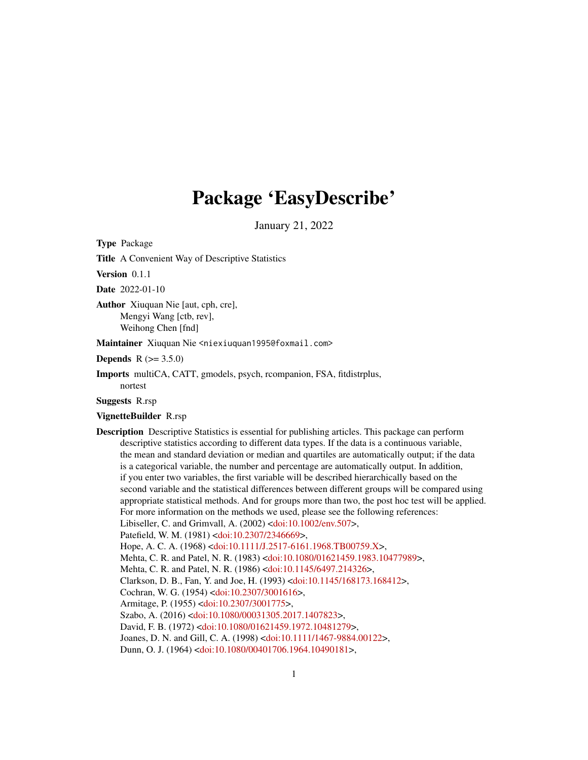# Package 'EasyDescribe'

January 21, 2022

**Type** Package

**Title** A Convenient Way of Descriptive Statistics

**Version** 0.1.1

**Date** 2022-01-10

**Author** Xiuquan Nie [aut, cph, cre],
Mengyi Wang [ctb, rev],
Weihong Chen [fnd]

**Maintainer** Xiuquan Nie <niexiuquan1995@foxmail.com>

**Depends** R (>= 3.5.0)

**Imports** multiCA, CATT, gmodels, psych, rcompanion, FSA, fitdistrplus, nortest

**Suggests** R.rsp

**VignetteBuilder** R.rsp

**Description** Descriptive Statistics is essential for publishing articles. This package can perform descriptive statistics according to different data types. If the data is a continuous variable, the mean and standard deviation or median and quartiles are automatically output; if the data is a categorical variable, the number and percentage are automatically output. In addition, if you enter two variables, the first variable will be described hierarchically based on the second variable and the statistical differences between different groups will be compared using appropriate statistical methods. And for groups more than two, the post hoc test will be applied. For more information on the methods we used, please see the following references:
Libiseller, C. and Grimvall, A. (2002) <doi:10.1002/env.507>,
Patefield, W. M. (1981) <doi:10.2307/2346669>,
Hope, A. C. A. (1968) <doi:10.1111/J.2517-6161.1968.TB00759.X>,
Mehta, C. R. and Patel, N. R. (1983) <doi:10.1080/01621459.1983.10477989>,
Mehta, C. R. and Patel, N. R. (1986) <doi:10.1145/6497.214326>,
Clarkson, D. B., Fan, Y. and Joe, H. (1993) <doi:10.1145/168173.168412>,
Cochran, W. G. (1954) <doi:10.2307/3001616>,
Armitage, P. (1955) <doi:10.2307/3001775>,
Szabo, A. (2016) <doi:10.1080/00031305.2017.1407823>,
David, F. B. (1972) <doi:10.1080/01621459.1972.10481279>,
Joanes, D. N. and Gill, C. A. (1998) <doi:10.1111/1467-9884.00122>,
Dunn, O. J. (1964) <doi:10.1080/00401706.1964.10490181>,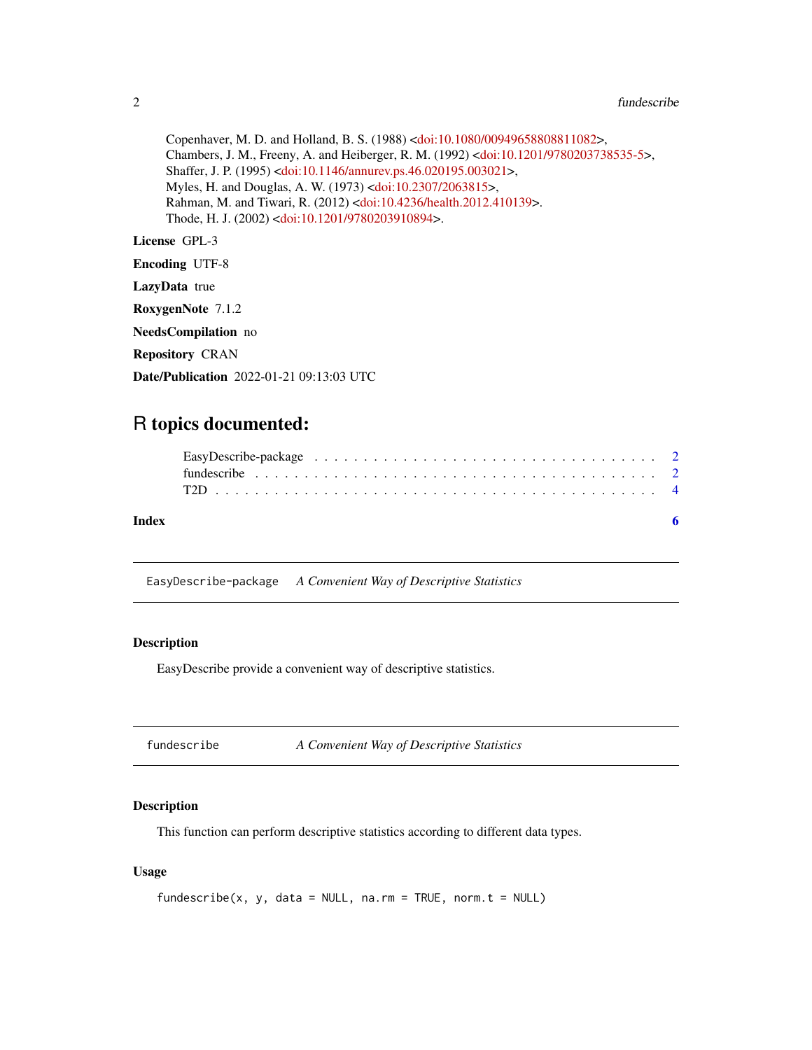Copenhaver, M. D. and Holland, B. S. (1988) <doi:10.1080/00949658808811082>,
Chambers, J. M., Freeny, A. and Heiberger, R. M. (1992) <doi:10.1201/9780203738535-5>,
Shaffer, J. P. (1995) <doi:10.1146/annurev.ps.46.020195.003021>,
Myles, H. and Douglas, A. W. (1973) <doi:10.2307/2063815>,
Rahman, M. and Tiwari, R. (2012) <doi:10.4236/health.2012.410139>.
Thode, H. J. (2002) <doi:10.1201/9780203910894>.

**License** GPL-3

**Encoding** UTF-8

**LazyData** true

**RoxygenNote** 7.1.2

**NeedsCompilation** no

**Repository** CRAN

**Date/Publication** 2022-01-21 09:13:03 UTC

# R topics documented:

EasyDescribe-package . . . . . . . . . . . . . . . . . . . . . . . . . . . . . . . . . . . 2
fundescribe . . . . . . . . . . . . . . . . . . . . . . . . . . . . . . . . . . . . . . . . . 2
T2D . . . . . . . . . . . . . . . . . . . . . . . . . . . . . . . . . . . . . . . . . . . . . 4

**Index** 6

---

`EasyDescribe-package` *A Convenient Way of Descriptive Statistics*

---

### Description

EasyDescribe provide a convenient way of descriptive statistics.

---

`fundescribe` *A Convenient Way of Descriptive Statistics*

---

### Description

This function can perform descriptive statistics according to different data types.

### Usage

```
fundescribe(x, y, data = NULL, na.rm = TRUE, norm.t = NULL)
```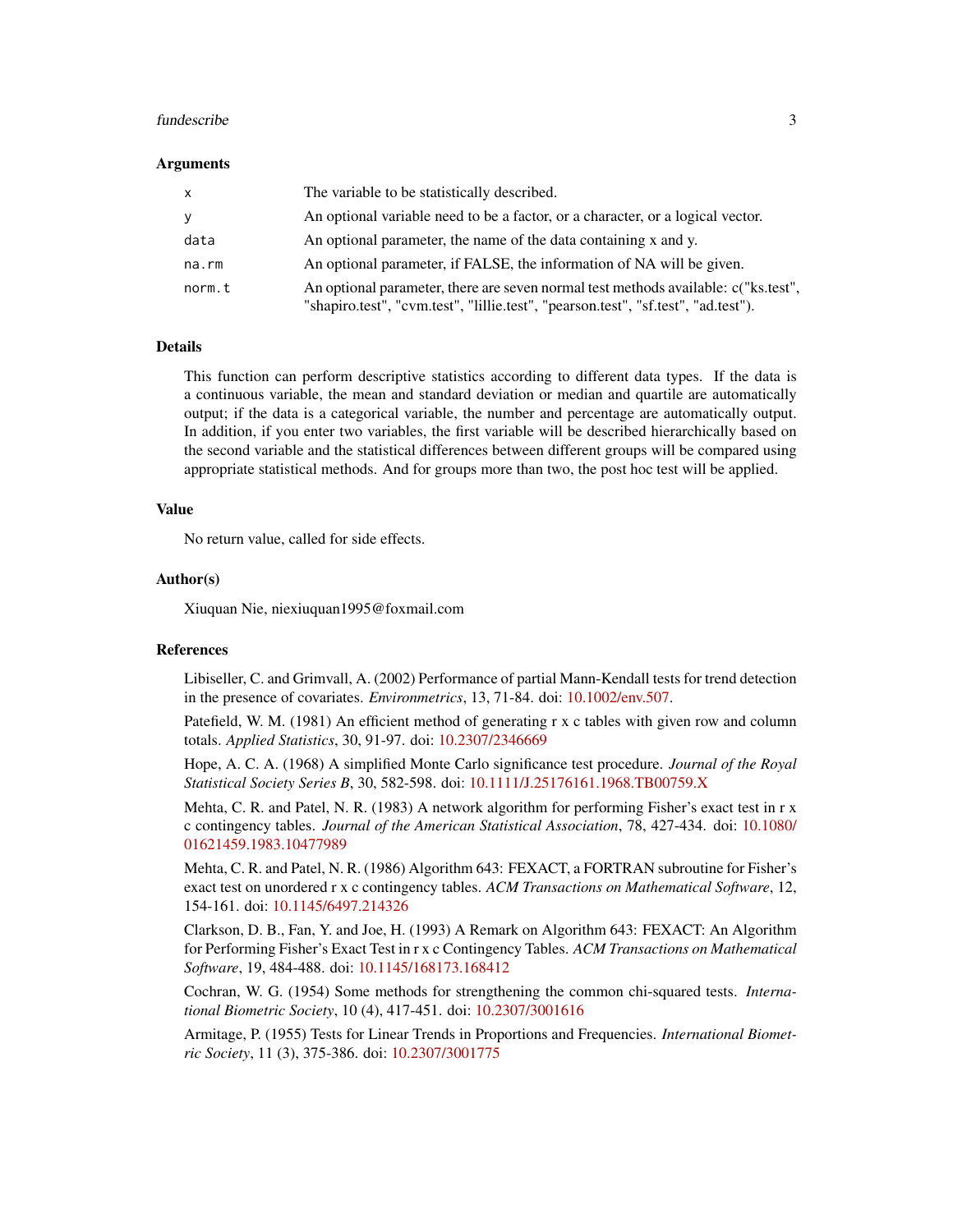## Arguments

| | |
|---|---|
| x | The variable to be statistically described. |
| y | An optional variable need to be a factor, or a character, or a logical vector. |
| data | An optional parameter, the name of the data containing x and y. |
| na.rm | An optional parameter, if FALSE, the information of NA will be given. |
| norm.t | An optional parameter, there are seven normal test methods available: c("ks.test", "shapiro.test", "cvm.test", "lillie.test", "pearson.test", "sf.test", "ad.test"). |

## Details

This function can perform descriptive statistics according to different data types. If the data is a continuous variable, the mean and standard deviation or median and quartile are automatically output; if the data is a categorical variable, the number and percentage are automatically output. In addition, if you enter two variables, the first variable will be described hierarchically based on the second variable and the statistical differences between different groups will be compared using appropriate statistical methods. And for groups more than two, the post hoc test will be applied.

## Value

No return value, called for side effects.

## Author(s)

Xiuquan Nie, niexiuquan1995@foxmail.com

## References

Libiseller, C. and Grimvall, A. (2002) Performance of partial Mann-Kendall tests for trend detection in the presence of covariates. *Environmetrics*, 13, 71-84. doi: 10.1002/env.507.

Patefield, W. M. (1981) An efficient method of generating r x c tables with given row and column totals. *Applied Statistics*, 30, 91-97. doi: 10.2307/2346669

Hope, A. C. A. (1968) A simplified Monte Carlo significance test procedure. *Journal of the Royal Statistical Society Series B*, 30, 582-598. doi: 10.1111/J.25176161.1968.TB00759.X

Mehta, C. R. and Patel, N. R. (1983) A network algorithm for performing Fisher's exact test in r x c contingency tables. *Journal of the American Statistical Association*, 78, 427-434. doi: 10.1080/01621459.1983.10477989

Mehta, C. R. and Patel, N. R. (1986) Algorithm 643: FEXACT, a FORTRAN subroutine for Fisher's exact test on unordered r x c contingency tables. *ACM Transactions on Mathematical Software*, 12, 154-161. doi: 10.1145/6497.214326

Clarkson, D. B., Fan, Y. and Joe, H. (1993) A Remark on Algorithm 643: FEXACT: An Algorithm for Performing Fisher's Exact Test in r x c Contingency Tables. *ACM Transactions on Mathematical Software*, 19, 484-488. doi: 10.1145/168173.168412

Cochran, W. G. (1954) Some methods for strengthening the common chi-squared tests. *International Biometric Society*, 10 (4), 417-451. doi: 10.2307/3001616

Armitage, P. (1955) Tests for Linear Trends in Proportions and Frequencies. *International Biometric Society*, 11 (3), 375-386. doi: 10.2307/3001775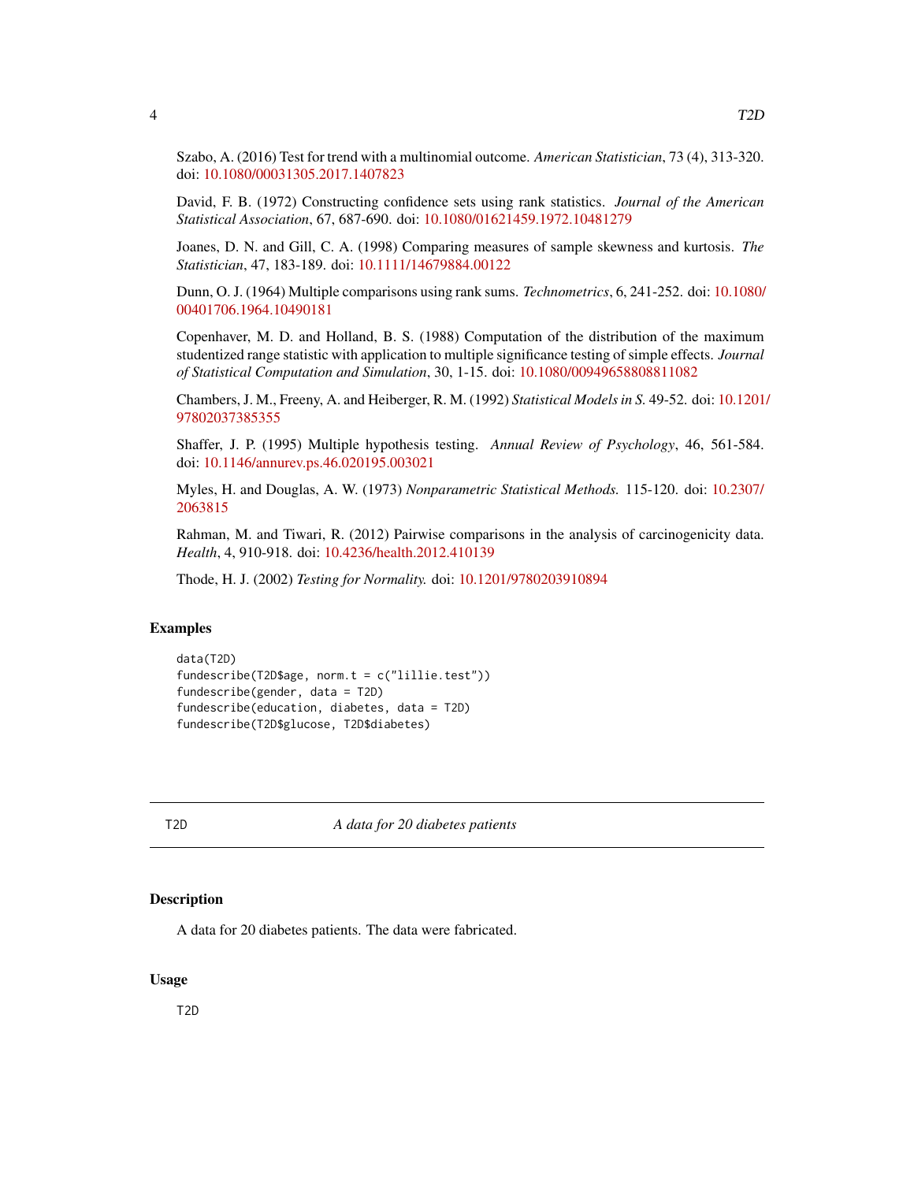Szabo, A. (2016) Test for trend with a multinomial outcome. *American Statistician*, 73 (4), 313-320. doi: 10.1080/00031305.2017.1407823

David, F. B. (1972) Constructing confidence sets using rank statistics. *Journal of the American Statistical Association*, 67, 687-690. doi: 10.1080/01621459.1972.10481279

Joanes, D. N. and Gill, C. A. (1998) Comparing measures of sample skewness and kurtosis. *The Statistician*, 47, 183-189. doi: 10.1111/14679884.00122

Dunn, O. J. (1964) Multiple comparisons using rank sums. *Technometrics*, 6, 241-252. doi: 10.1080/00401706.1964.10490181

Copenhaver, M. D. and Holland, B. S. (1988) Computation of the distribution of the maximum studentized range statistic with application to multiple significance testing of simple effects. *Journal of Statistical Computation and Simulation*, 30, 1-15. doi: 10.1080/00949658808811082

Chambers, J. M., Freeny, A. and Heiberger, R. M. (1992) *Statistical Models in S.* 49-52. doi: 10.1201/97802037385355

Shaffer, J. P. (1995) Multiple hypothesis testing. *Annual Review of Psychology*, 46, 561-584. doi: 10.1146/annurev.ps.46.020195.003021

Myles, H. and Douglas, A. W. (1973) *Nonparametric Statistical Methods.* 115-120. doi: 10.2307/2063815

Rahman, M. and Tiwari, R. (2012) Pairwise comparisons in the analysis of carcinogenicity data. *Health*, 4, 910-918. doi: 10.4236/health.2012.410139

Thode, H. J. (2002) *Testing for Normality.* doi: 10.1201/9780203910894

### Examples

```
data(T2D)
fundescribe(T2D$age, norm.t = c("lillie.test"))
fundescribe(gender, data = T2D)
fundescribe(education, diabetes, data = T2D)
fundescribe(T2D$glucose, T2D$diabetes)
```

---

## T2D — *A data for 20 diabetes patients*

### Description

A data for 20 diabetes patients. The data were fabricated.

### Usage

```
T2D
```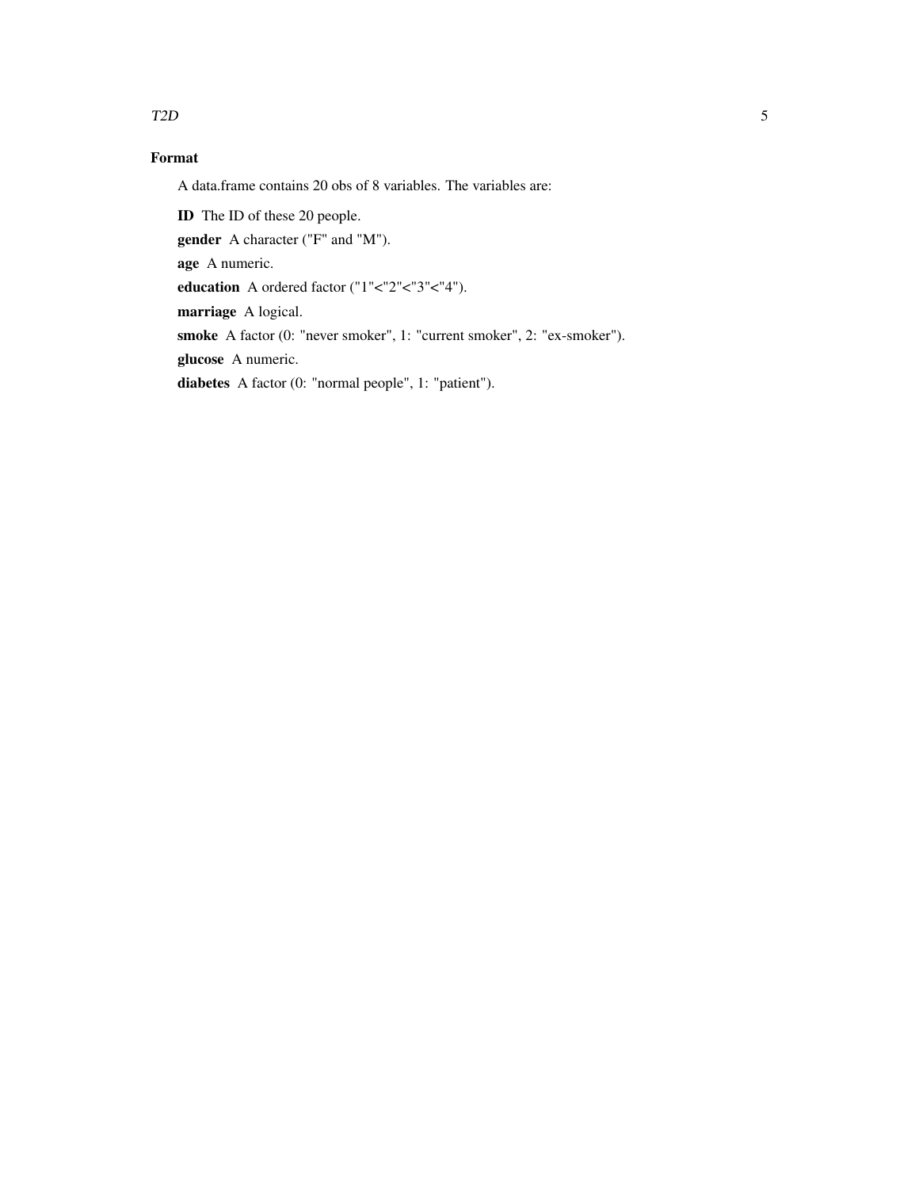### Format

A data.frame contains 20 obs of 8 variables. The variables are:

**ID** The ID of these 20 people.

**gender** A character ("F" and "M").

**age** A numeric.

**education** A ordered factor ("1"<"2"<"3"<"4").

**marriage** A logical.

**smoke** A factor (0: "never smoker", 1: "current smoker", 2: "ex-smoker").

**glucose** A numeric.

**diabetes** A factor (0: "normal people", 1: "patient").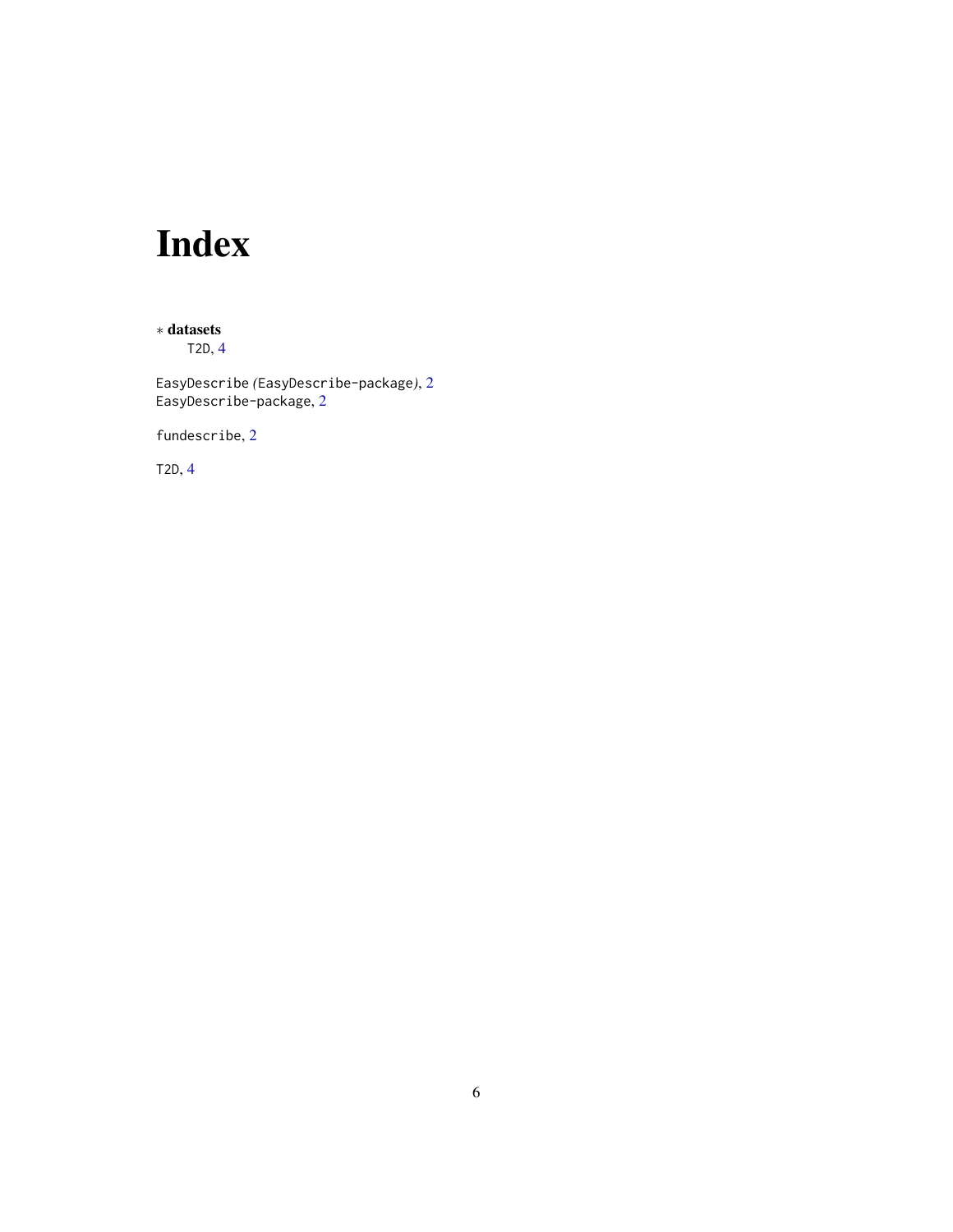# Index

∗ **datasets**

T2D, 4

EasyDescribe *(*EasyDescribe-package*)*, 2
EasyDescribe-package, 2

fundescribe, 2

T2D, 4